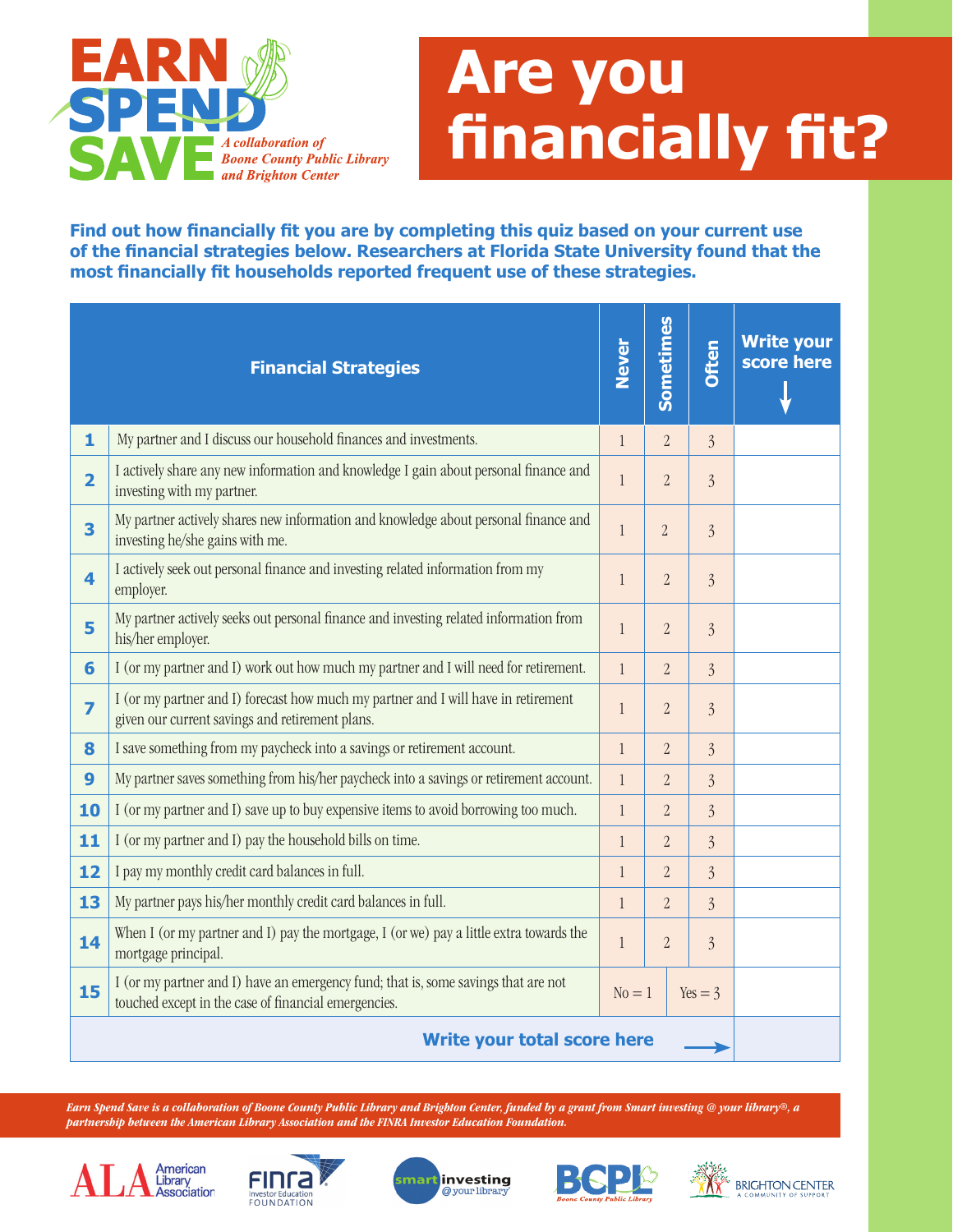# EARN SPEND SAVE

*A collaboration of Boone County Public Library and Brighton Center*

# Are you financially fit?

**Find out how financially fit you are by completing this quiz based on your current use of the financial strategies below. Researchers at Florida State University found that the most financially fit households reported frequent use of these strategies.**

| | Financial Strategies | Never | Sometimes | Often | Write your score here ↓ |
|---|---|---|---|---|---|
| 1 | My partner and I discuss our household finances and investments. | 1 | 2 | 3 | |
| 2 | I actively share any new information and knowledge I gain about personal finance and investing with my partner. | 1 | 2 | 3 | |
| 3 | My partner actively shares new information and knowledge about personal finance and investing he/she gains with me. | 1 | 2 | 3 | |
| 4 | I actively seek out personal finance and investing related information from my employer. | 1 | 2 | 3 | |
| 5 | My partner actively seeks out personal finance and investing related information from his/her employer. | 1 | 2 | 3 | |
| 6 | I (or my partner and I) work out how much my partner and I will need for retirement. | 1 | 2 | 3 | |
| 7 | I (or my partner and I) forecast how much my partner and I will have in retirement given our current savings and retirement plans. | 1 | 2 | 3 | |
| 8 | I save something from my paycheck into a savings or retirement account. | 1 | 2 | 3 | |
| 9 | My partner saves something from his/her paycheck into a savings or retirement account. | 1 | 2 | 3 | |
| 10 | I (or my partner and I) save up to buy expensive items to avoid borrowing too much. | 1 | 2 | 3 | |
| 11 | I (or my partner and I) pay the household bills on time. | 1 | 2 | 3 | |
| 12 | I pay my monthly credit card balances in full. | 1 | 2 | 3 | |
| 13 | My partner pays his/her monthly credit card balances in full. | 1 | 2 | 3 | |
| 14 | When I (or my partner and I) pay the mortgage, I (or we) pay a little extra towards the mortgage principal. | 1 | 2 | 3 | |
| 15 | I (or my partner and I) have an emergency fund; that is, some savings that are not touched except in the case of financial emergencies. | No = 1 | | Yes = 3 | |
| | **Write your total score here →** | | | | |

*Earn Spend Save is a collaboration of Boone County Public Library and Brighton Center, funded by a grant from Smart investing @ your library®, a partnership between the American Library Association and the FINRA Investor Education Foundation.*

ALA American Library Association · FINRA Investor Education Foundation · smart investing @ your library · BCPL Boone County Public Library · Brighton Center A Community of Support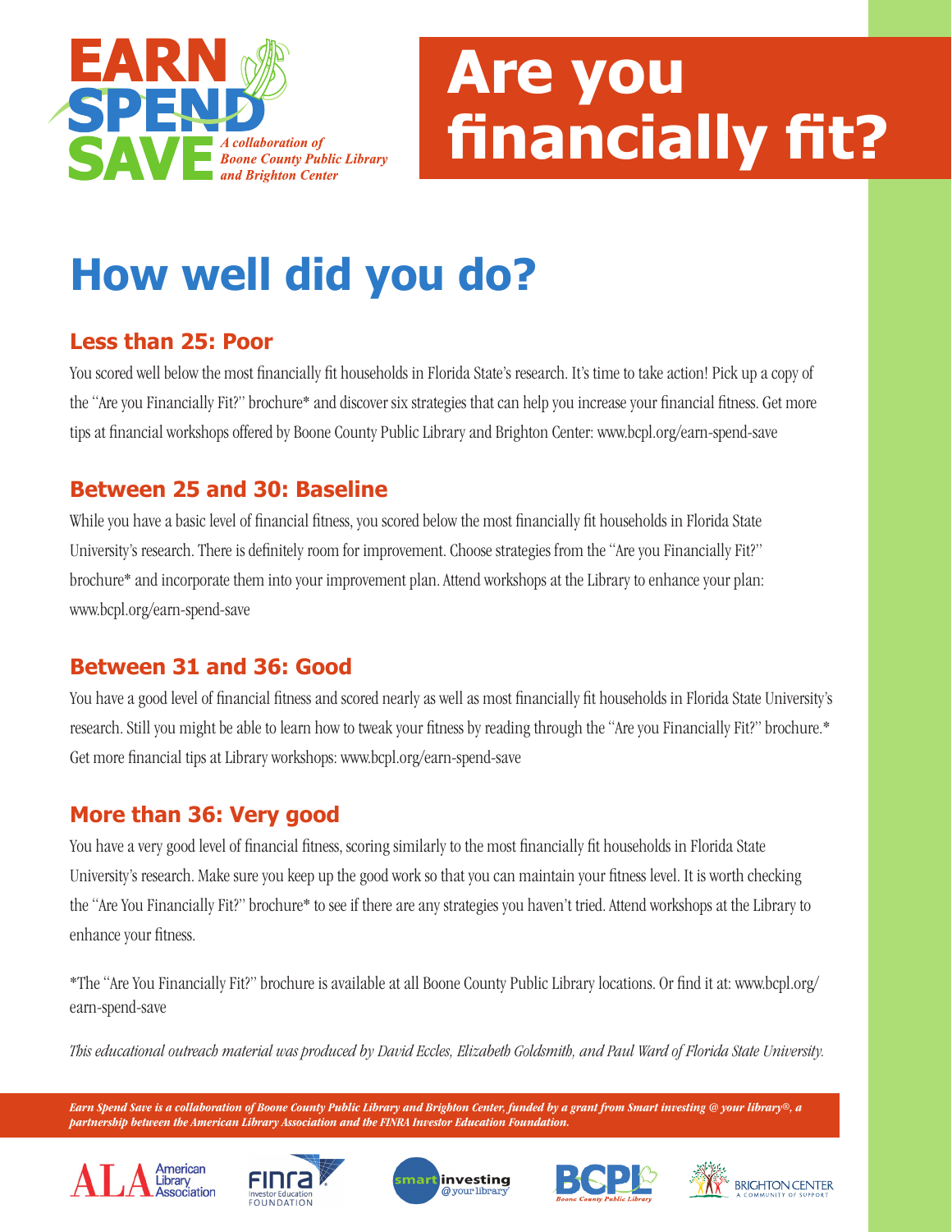EARN SPEND SAVE

*A collaboration of Boone County Public Library and Brighton Center*

# Are you financially fit?

## How well did you do?

### Less than 25: Poor

You scored well below the most financially fit households in Florida State's research. It's time to take action! Pick up a copy of the "Are you Financially Fit?" brochure* and discover six strategies that can help you increase your financial fitness. Get more tips at financial workshops offered by Boone County Public Library and Brighton Center: www.bcpl.org/earn-spend-save

### Between 25 and 30: Baseline

While you have a basic level of financial fitness, you scored below the most financially fit households in Florida State University's research. There is definitely room for improvement. Choose strategies from the "Are you Financially Fit?" brochure* and incorporate them into your improvement plan. Attend workshops at the Library to enhance your plan: www.bcpl.org/earn-spend-save

### Between 31 and 36: Good

You have a good level of financial fitness and scored nearly as well as most financially fit households in Florida State University's research. Still you might be able to learn how to tweak your fitness by reading through the "Are you Financially Fit?" brochure.* Get more financial tips at Library workshops: www.bcpl.org/earn-spend-save

### More than 36: Very good

You have a very good level of financial fitness, scoring similarly to the most financially fit households in Florida State University's research. Make sure you keep up the good work so that you can maintain your fitness level. It is worth checking the "Are You Financially Fit?" brochure* to see if there are any strategies you haven't tried. Attend workshops at the Library to enhance your fitness.

*The "Are You Financially Fit?" brochure is available at all Boone County Public Library locations. Or find it at: www.bcpl.org/earn-spend-save

*This educational outreach material was produced by David Eccles, Elizabeth Goldsmith, and Paul Ward of Florida State University.*

***Earn Spend Save is a collaboration of Boone County Public Library and Brighton Center, funded by a grant from Smart investing @ your library®, a partnership between the American Library Association and the FINRA Investor Education Foundation.***

ALA American Library Association

FINRA Investor Education FOUNDATION

smart investing @ your library

BCPL Boone County Public Library

BRIGHTON CENTER A COMMUNITY OF SUPPORT